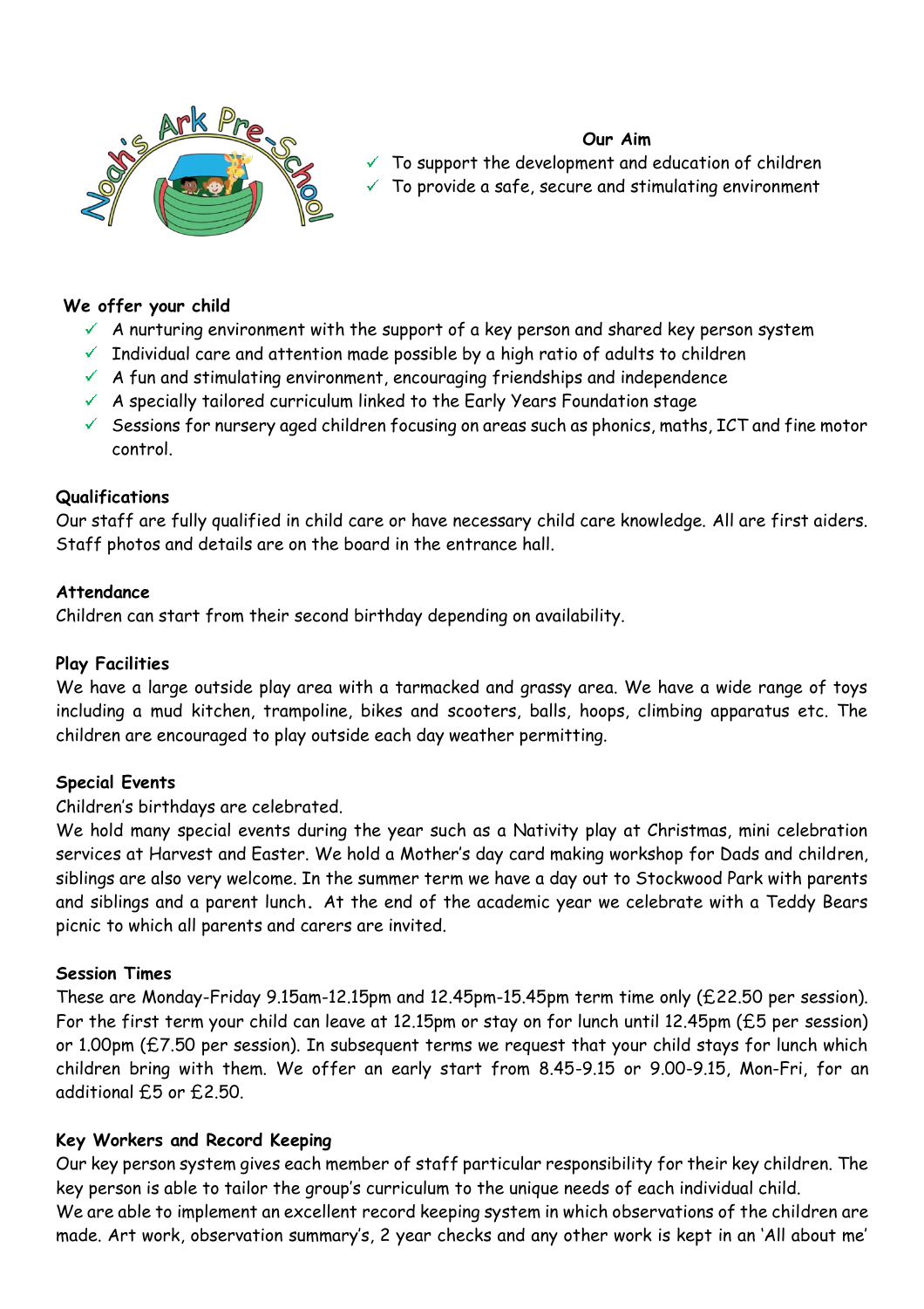Noah's Ark Pre-School

**Our Aim**

- ✓ To support the development and education of children
- ✓ To provide a safe, secure and stimulating environment

**We offer your child**

- ✓ A nurturing environment with the support of a key person and shared key person system
- ✓ Individual care and attention made possible by a high ratio of adults to children
- ✓ A fun and stimulating environment, encouraging friendships and independence
- ✓ A specially tailored curriculum linked to the Early Years Foundation stage
- ✓ Sessions for nursery aged children focusing on areas such as phonics, maths, ICT and fine motor control.

**Qualifications**

Our staff are fully qualified in child care or have necessary child care knowledge. All are first aiders. Staff photos and details are on the board in the entrance hall.

**Attendance**

Children can start from their second birthday depending on availability.

**Play Facilities**

We have a large outside play area with a tarmacked and grassy area. We have a wide range of toys including a mud kitchen, trampoline, bikes and scooters, balls, hoops, climbing apparatus etc. The children are encouraged to play outside each day weather permitting.

**Special Events**

Children's birthdays are celebrated.

We hold many special events during the year such as a Nativity play at Christmas, mini celebration services at Harvest and Easter. We hold a Mother's day card making workshop for Dads and children, siblings are also very welcome. In the summer term we have a day out to Stockwood Park with parents and siblings and a parent lunch. At the end of the academic year we celebrate with a Teddy Bears picnic to which all parents and carers are invited.

**Session Times**

These are Monday-Friday 9.15am-12.15pm and 12.45pm-15.45pm term time only (£22.50 per session). For the first term your child can leave at 12.15pm or stay on for lunch until 12.45pm (£5 per session) or 1.00pm (£7.50 per session). In subsequent terms we request that your child stays for lunch which children bring with them. We offer an early start from 8.45-9.15 or 9.00-9.15, Mon-Fri, for an additional £5 or £2.50.

**Key Workers and Record Keeping**

Our key person system gives each member of staff particular responsibility for their key children. The key person is able to tailor the group's curriculum to the unique needs of each individual child.

We are able to implement an excellent record keeping system in which observations of the children are made. Art work, observation summary's, 2 year checks and any other work is kept in an 'All about me'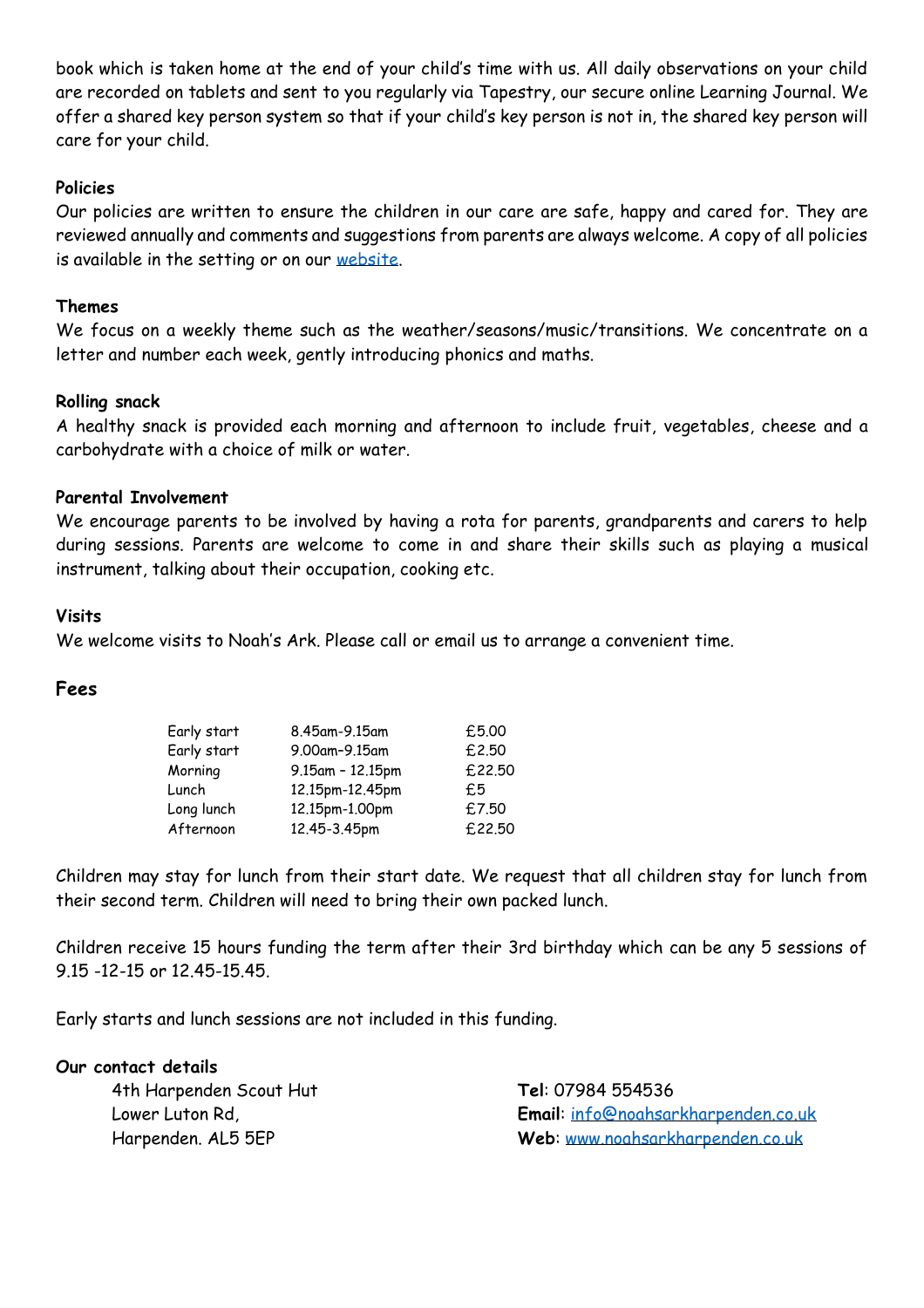book which is taken home at the end of your child's time with us. All daily observations on your child are recorded on tablets and sent to you regularly via Tapestry, our secure online Learning Journal. We offer a shared key person system so that if your child's key person is not in, the shared key person will care for your child.

**Policies**

Our policies are written to ensure the children in our care are safe, happy and cared for. They are reviewed annually and comments and suggestions from parents are always welcome. A copy of all policies is available in the setting or on our website.

**Themes**

We focus on a weekly theme such as the weather/seasons/music/transitions. We concentrate on a letter and number each week, gently introducing phonics and maths.

**Rolling snack**

A healthy snack is provided each morning and afternoon to include fruit, vegetables, cheese and a carbohydrate with a choice of milk or water.

**Parental Involvement**

We encourage parents to be involved by having a rota for parents, grandparents and carers to help during sessions. Parents are welcome to come in and share their skills such as playing a musical instrument, talking about their occupation, cooking etc.

**Visits**

We welcome visits to Noah's Ark. Please call or email us to arrange a convenient time.

## Fees

| | | |
|---|---|---|
| Early start | 8.45am-9.15am | £5.00 |
| Early start | 9.00am-9.15am | £2.50 |
| Morning | 9.15am – 12.15pm | £22.50 |
| Lunch | 12.15pm-12.45pm | £5 |
| Long lunch | 12.15pm-1.00pm | £7.50 |
| Afternoon | 12.45-3.45pm | £22.50 |

Children may stay for lunch from their start date. We request that all children stay for lunch from their second term. Children will need to bring their own packed lunch.

Children receive 15 hours funding the term after their 3rd birthday which can be any 5 sessions of 9.15 -12-15 or 12.45-15.45.

Early starts and lunch sessions are not included in this funding.

**Our contact details**

4th Harpenden Scout Hut
Lower Luton Rd,
Harpenden. AL5 5EP

**Tel**: 07984 554536
**Email**: info@noahsarkharpenden.co.uk
**Web**: www.noahsarkharpenden.co.uk